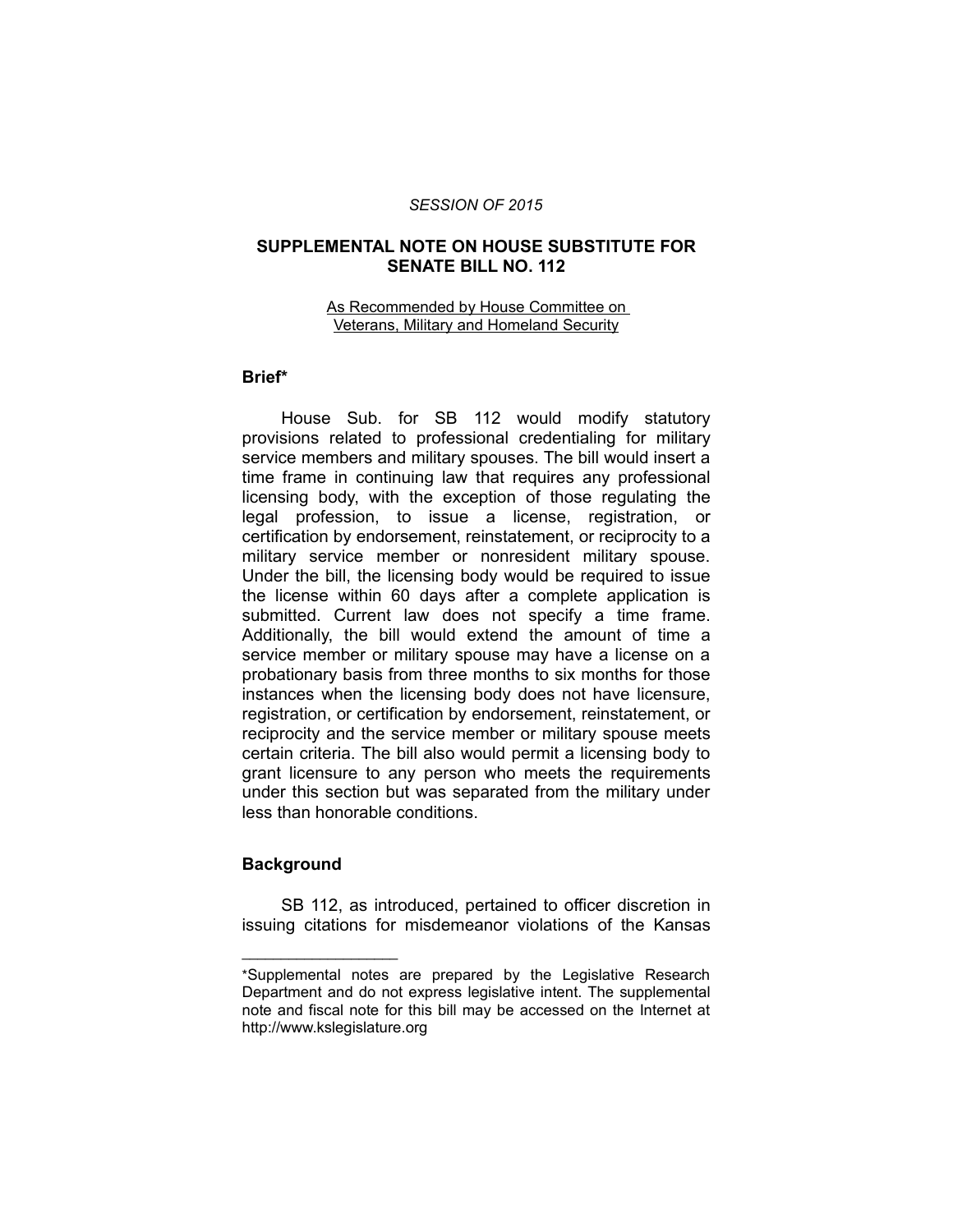*SESSION OF 2015*

## SUPPLEMENTAL NOTE ON HOUSE SUBSTITUTE FOR SENATE BILL NO. 112

As Recommended by House Committee on Veterans, Military and Homeland Security

### Brief*

House Sub. for SB 112 would modify statutory provisions related to professional credentialing for military service members and military spouses. The bill would insert a time frame in continuing law that requires any professional licensing body, with the exception of those regulating the legal profession, to issue a license, registration, or certification by endorsement, reinstatement, or reciprocity to a military service member or nonresident military spouse. Under the bill, the licensing body would be required to issue the license within 60 days after a complete application is submitted. Current law does not specify a time frame. Additionally, the bill would extend the amount of time a service member or military spouse may have a license on a probationary basis from three months to six months for those instances when the licensing body does not have licensure, registration, or certification by endorsement, reinstatement, or reciprocity and the service member or military spouse meets certain criteria. The bill also would permit a licensing body to grant licensure to any person who meets the requirements under this section but was separated from the military under less than honorable conditions.

### Background

SB 112, as introduced, pertained to officer discretion in issuing citations for misdemeanor violations of the Kansas

---

*Supplemental notes are prepared by the Legislative Research Department and do not express legislative intent. The supplemental note and fiscal note for this bill may be accessed on the Internet at http://www.kslegislature.org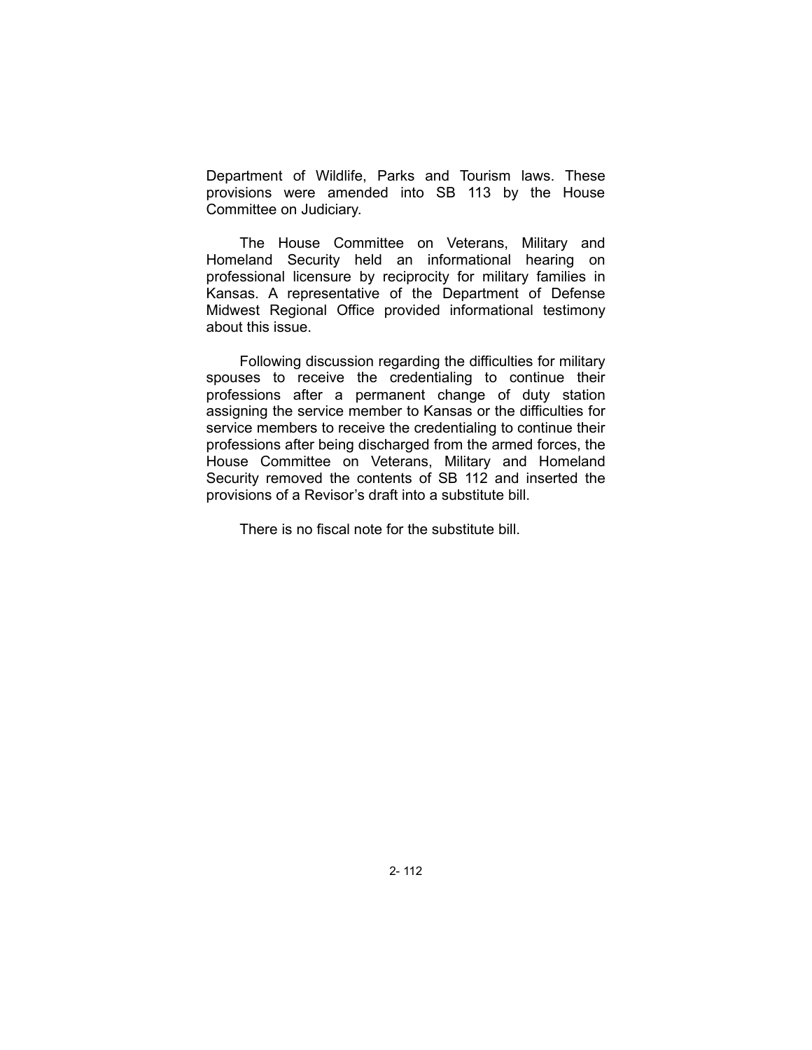Department of Wildlife, Parks and Tourism laws. These provisions were amended into SB 113 by the House Committee on Judiciary.

The House Committee on Veterans, Military and Homeland Security held an informational hearing on professional licensure by reciprocity for military families in Kansas. A representative of the Department of Defense Midwest Regional Office provided informational testimony about this issue.

Following discussion regarding the difficulties for military spouses to receive the credentialing to continue their professions after a permanent change of duty station assigning the service member to Kansas or the difficulties for service members to receive the credentialing to continue their professions after being discharged from the armed forces, the House Committee on Veterans, Military and Homeland Security removed the contents of SB 112 and inserted the provisions of a Revisor's draft into a substitute bill.

There is no fiscal note for the substitute bill.